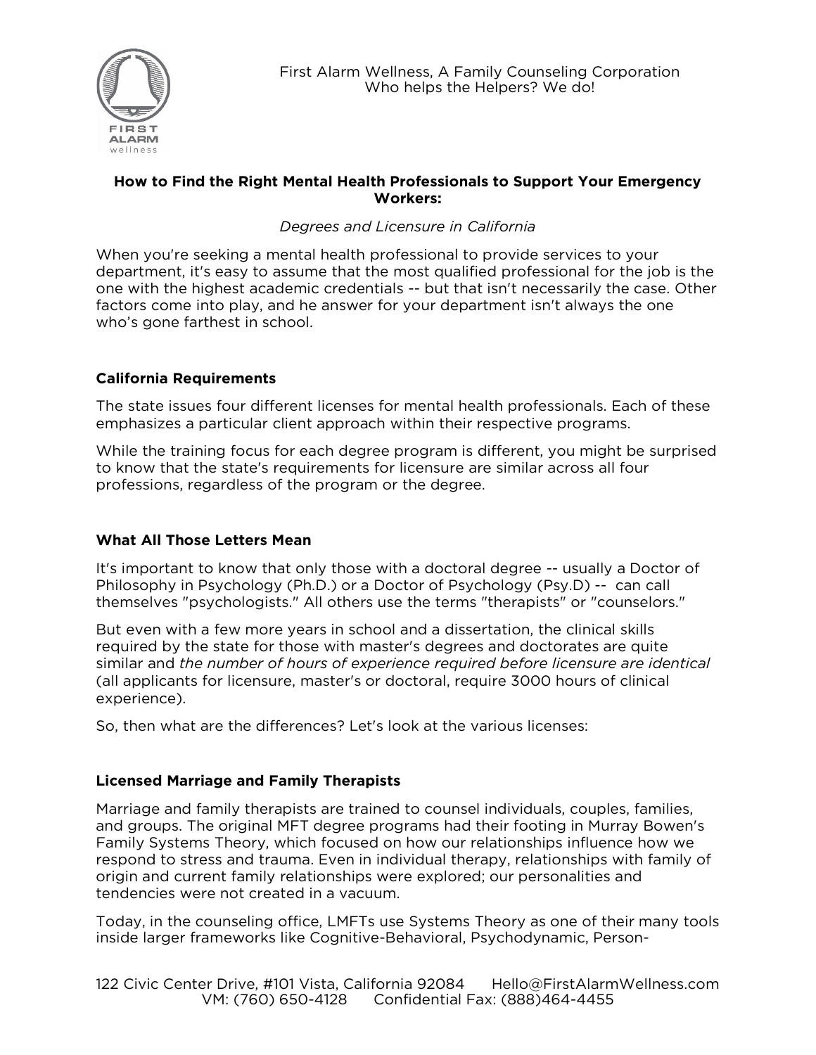First Alarm Wellness, A Family Counseling Corporation
Who helps the Helpers? We do!

**How to Find the Right Mental Health Professionals to Support Your Emergency Workers:**

*Degrees and Licensure in California*

When you're seeking a mental health professional to provide services to your department, it's easy to assume that the most qualified professional for the job is the one with the highest academic credentials -- but that isn't necessarily the case. Other factors come into play, and he answer for your department isn't always the one who's gone farthest in school.

### California Requirements

The state issues four different licenses for mental health professionals. Each of these emphasizes a particular client approach within their respective programs.

While the training focus for each degree program is different, you might be surprised to know that the state's requirements for licensure are similar across all four professions, regardless of the program or the degree.

### What All Those Letters Mean

It's important to know that only those with a doctoral degree -- usually a Doctor of Philosophy in Psychology (Ph.D.) or a Doctor of Psychology (Psy.D) -- can call themselves "psychologists." All others use the terms "therapists" or "counselors."

But even with a few more years in school and a dissertation, the clinical skills required by the state for those with master's degrees and doctorates are quite similar and *the number of hours of experience required before licensure are identical* (all applicants for licensure, master's or doctoral, require 3000 hours of clinical experience).

So, then what are the differences? Let's look at the various licenses:

### Licensed Marriage and Family Therapists

Marriage and family therapists are trained to counsel individuals, couples, families, and groups. The original MFT degree programs had their footing in Murray Bowen's Family Systems Theory, which focused on how our relationships influence how we respond to stress and trauma. Even in individual therapy, relationships with family of origin and current family relationships were explored; our personalities and tendencies were not created in a vacuum.

Today, in the counseling office, LMFTs use Systems Theory as one of their many tools inside larger frameworks like Cognitive-Behavioral, Psychodynamic, Person-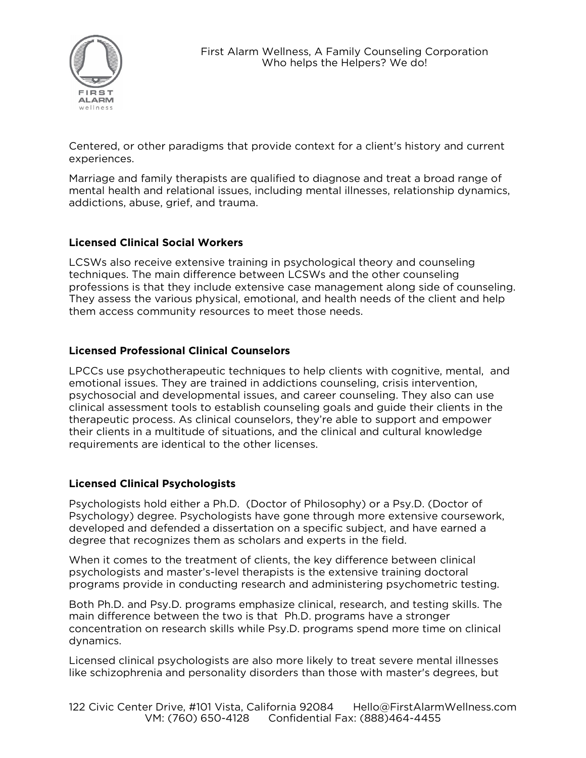Centered, or other paradigms that provide context for a client's history and current experiences.

Marriage and family therapists are qualified to diagnose and treat a broad range of mental health and relational issues, including mental illnesses, relationship dynamics, addictions, abuse, grief, and trauma.

### Licensed Clinical Social Workers

LCSWs also receive extensive training in psychological theory and counseling techniques. The main difference between LCSWs and the other counseling professions is that they include extensive case management along side of counseling. They assess the various physical, emotional, and health needs of the client and help them access community resources to meet those needs.

### Licensed Professional Clinical Counselors

LPCCs use psychotherapeutic techniques to help clients with cognitive, mental, and emotional issues. They are trained in addictions counseling, crisis intervention, psychosocial and developmental issues, and career counseling. They also can use clinical assessment tools to establish counseling goals and guide their clients in the therapeutic process. As clinical counselors, they're able to support and empower their clients in a multitude of situations, and the clinical and cultural knowledge requirements are identical to the other licenses.

### Licensed Clinical Psychologists

Psychologists hold either a Ph.D. (Doctor of Philosophy) or a Psy.D. (Doctor of Psychology) degree. Psychologists have gone through more extensive coursework, developed and defended a dissertation on a specific subject, and have earned a degree that recognizes them as scholars and experts in the field.

When it comes to the treatment of clients, the key difference between clinical psychologists and master's-level therapists is the extensive training doctoral programs provide in conducting research and administering psychometric testing.

Both Ph.D. and Psy.D. programs emphasize clinical, research, and testing skills. The main difference between the two is that Ph.D. programs have a stronger concentration on research skills while Psy.D. programs spend more time on clinical dynamics.

Licensed clinical psychologists are also more likely to treat severe mental illnesses like schizophrenia and personality disorders than those with master's degrees, but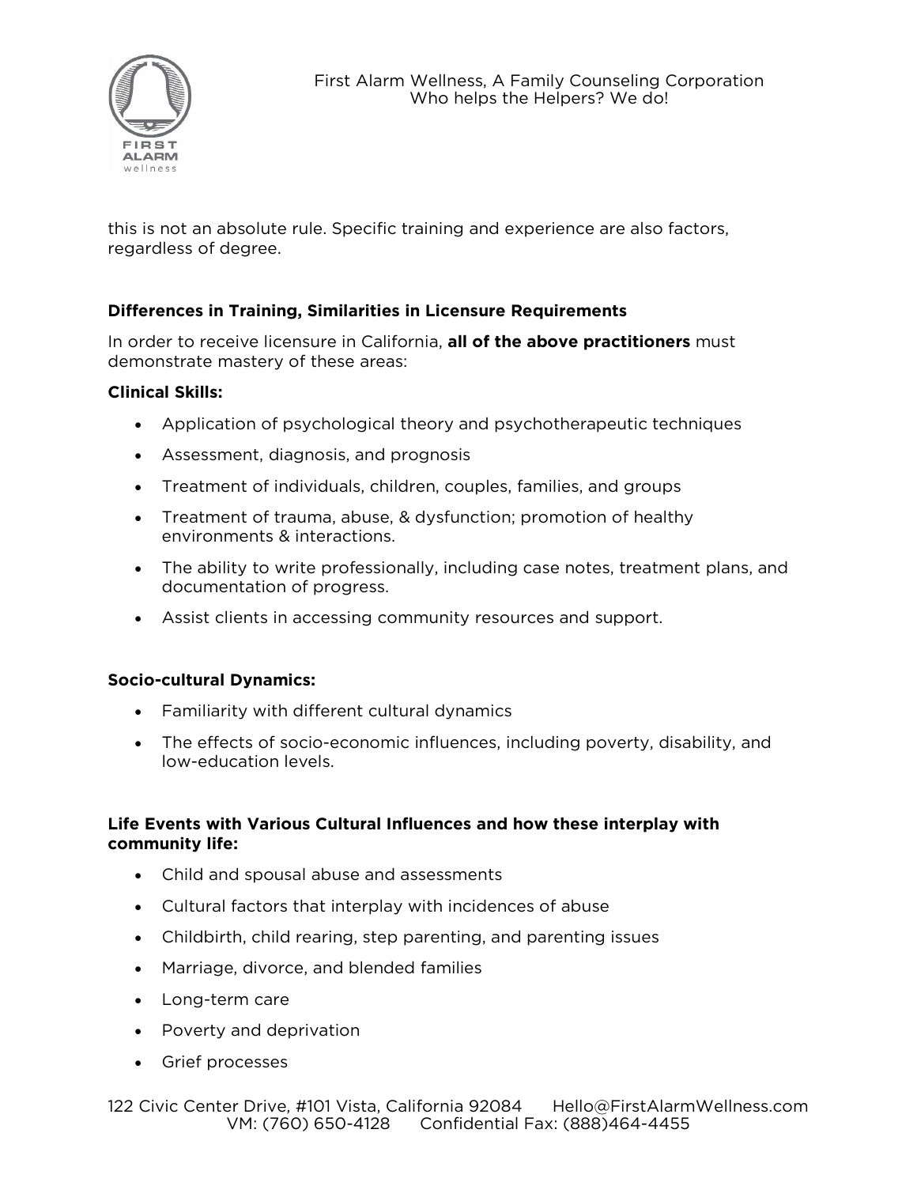this is not an absolute rule. Specific training and experience are also factors, regardless of degree.

### Differences in Training, Similarities in Licensure Requirements

In order to receive licensure in California, **all of the above practitioners** must demonstrate mastery of these areas:

**Clinical Skills:**

- Application of psychological theory and psychotherapeutic techniques
- Assessment, diagnosis, and prognosis
- Treatment of individuals, children, couples, families, and groups
- Treatment of trauma, abuse, & dysfunction; promotion of healthy environments & interactions.
- The ability to write professionally, including case notes, treatment plans, and documentation of progress.
- Assist clients in accessing community resources and support.

**Socio-cultural Dynamics:**

- Familiarity with different cultural dynamics
- The effects of socio-economic influences, including poverty, disability, and low-education levels.

**Life Events with Various Cultural Influences and how these interplay with community life:**

- Child and spousal abuse and assessments
- Cultural factors that interplay with incidences of abuse
- Childbirth, child rearing, step parenting, and parenting issues
- Marriage, divorce, and blended families
- Long-term care
- Poverty and deprivation
- Grief processes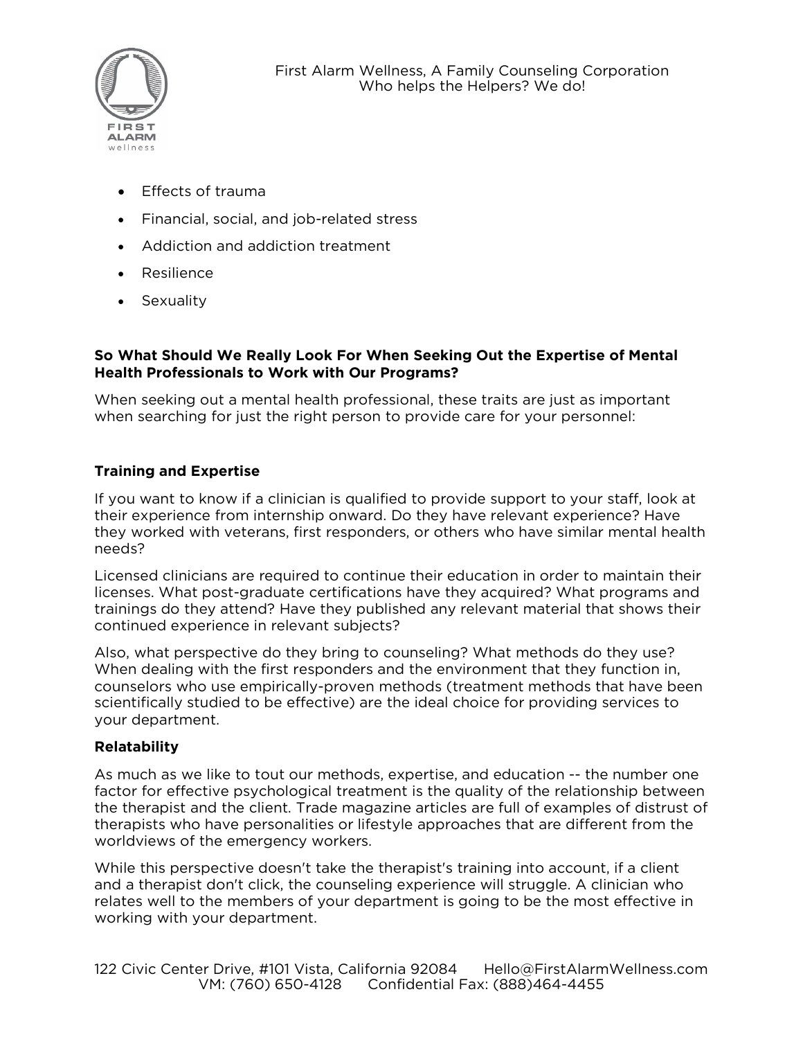- Effects of trauma
- Financial, social, and job-related stress
- Addiction and addiction treatment
- Resilience
- Sexuality

**So What Should We Really Look For When Seeking Out the Expertise of Mental Health Professionals to Work with Our Programs?**

When seeking out a mental health professional, these traits are just as important when searching for just the right person to provide care for your personnel:

**Training and Expertise**

If you want to know if a clinician is qualified to provide support to your staff, look at their experience from internship onward. Do they have relevant experience? Have they worked with veterans, first responders, or others who have similar mental health needs?

Licensed clinicians are required to continue their education in order to maintain their licenses. What post-graduate certifications have they acquired? What programs and trainings do they attend? Have they published any relevant material that shows their continued experience in relevant subjects?

Also, what perspective do they bring to counseling? What methods do they use? When dealing with the first responders and the environment that they function in, counselors who use empirically-proven methods (treatment methods that have been scientifically studied to be effective) are the ideal choice for providing services to your department.

**Relatability**

As much as we like to tout our methods, expertise, and education -- the number one factor for effective psychological treatment is the quality of the relationship between the therapist and the client. Trade magazine articles are full of examples of distrust of therapists who have personalities or lifestyle approaches that are different from the worldviews of the emergency workers.

While this perspective doesn't take the therapist's training into account, if a client and a therapist don't click, the counseling experience will struggle. A clinician who relates well to the members of your department is going to be the most effective in working with your department.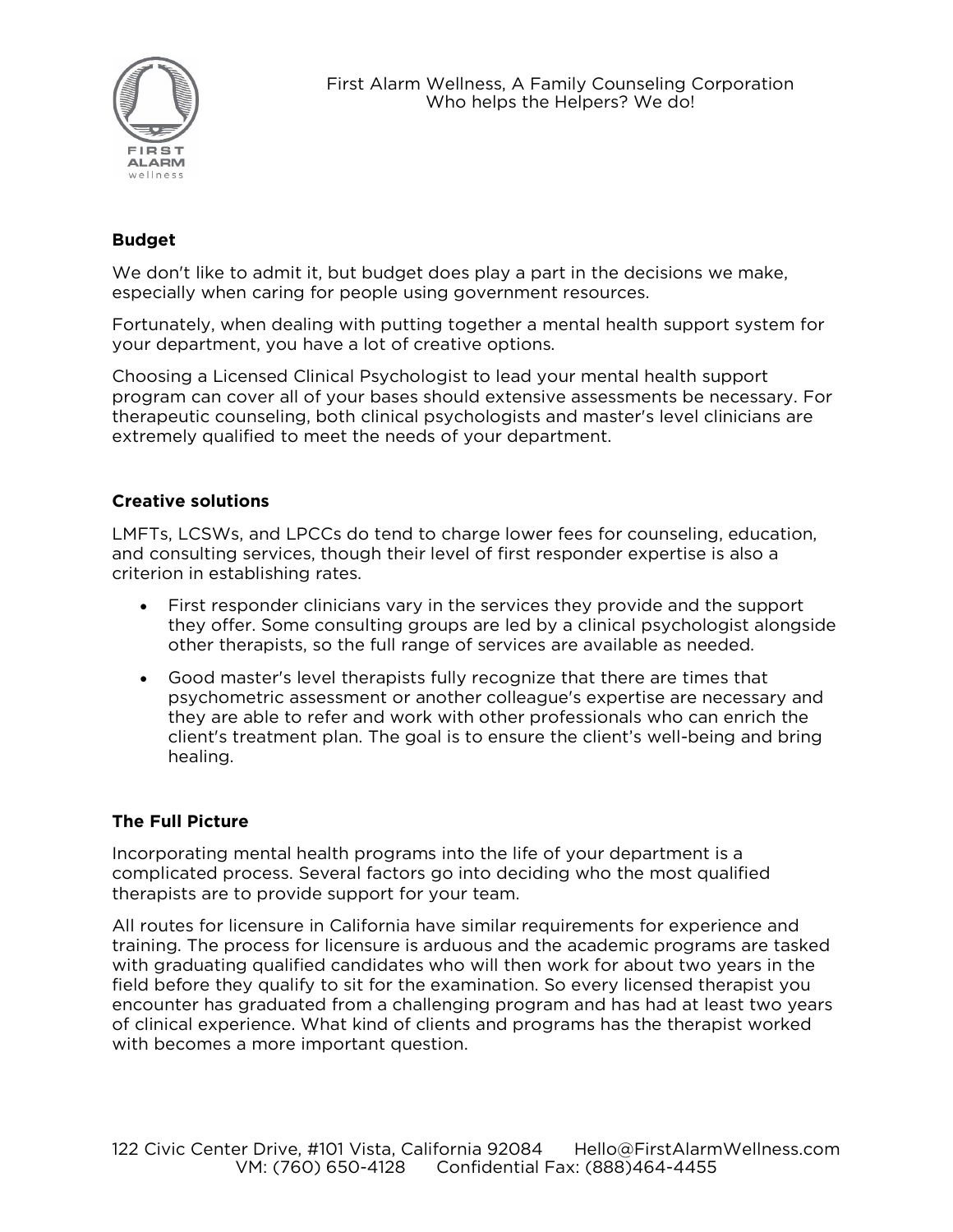**Budget**

We don't like to admit it, but budget does play a part in the decisions we make, especially when caring for people using government resources.

Fortunately, when dealing with putting together a mental health support system for your department, you have a lot of creative options.

Choosing a Licensed Clinical Psychologist to lead your mental health support program can cover all of your bases should extensive assessments be necessary. For therapeutic counseling, both clinical psychologists and master's level clinicians are extremely qualified to meet the needs of your department.

**Creative solutions**

LMFTs, LCSWs, and LPCCs do tend to charge lower fees for counseling, education, and consulting services, though their level of first responder expertise is also a criterion in establishing rates.

- First responder clinicians vary in the services they provide and the support they offer. Some consulting groups are led by a clinical psychologist alongside other therapists, so the full range of services are available as needed.
- Good master's level therapists fully recognize that there are times that psychometric assessment or another colleague's expertise are necessary and they are able to refer and work with other professionals who can enrich the client's treatment plan. The goal is to ensure the client's well-being and bring healing.

**The Full Picture**

Incorporating mental health programs into the life of your department is a complicated process. Several factors go into deciding who the most qualified therapists are to provide support for your team.

All routes for licensure in California have similar requirements for experience and training. The process for licensure is arduous and the academic programs are tasked with graduating qualified candidates who will then work for about two years in the field before they qualify to sit for the examination. So every licensed therapist you encounter has graduated from a challenging program and has had at least two years of clinical experience. What kind of clients and programs has the therapist worked with becomes a more important question.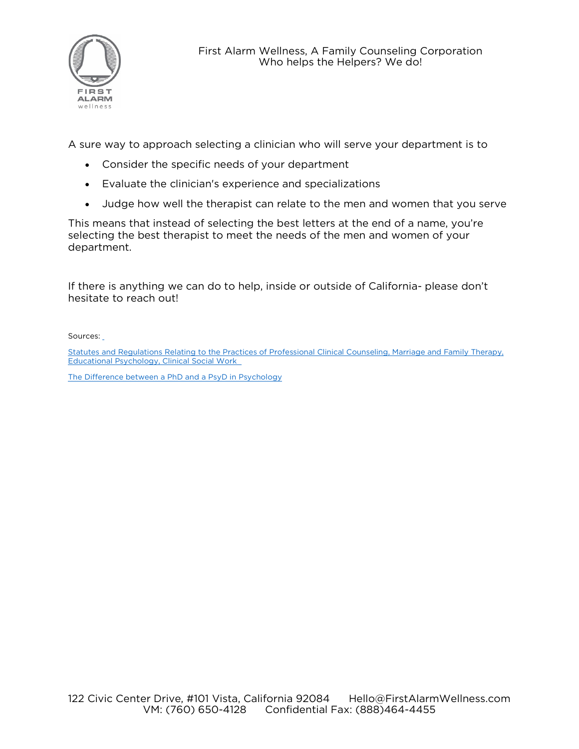A sure way to approach selecting a clinician who will serve your department is to

- Consider the specific needs of your department
- Evaluate the clinician's experience and specializations
- Judge how well the therapist can relate to the men and women that you serve

This means that instead of selecting the best letters at the end of a name, you're selecting the best therapist to meet the needs of the men and women of your department.

If there is anything we can do to help, inside or outside of California- please don't hesitate to reach out!

Sources:

Statutes and Regulations Relating to the Practices of Professional Clinical Counseling, Marriage and Family Therapy, Educational Psychology, Clinical Social Work

The Difference between a PhD and a PsyD in Psychology